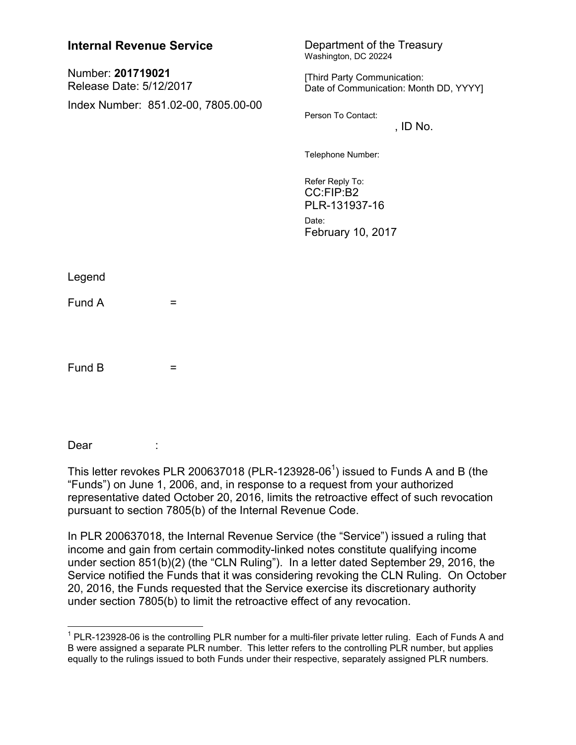**Internal Revenue Service**

Number: **201719021**
Release Date: 5/12/2017

Index Number: 851.02-00, 7805.00-00

Department of the Treasury
Washington, DC 20224

[Third Party Communication:
Date of Communication: Month DD, YYYY]

Person To Contact:
, ID No.

Telephone Number:

Refer Reply To:
CC:FIP:B2
PLR-131937-16

Date:
February 10, 2017

Legend

Fund A =

Fund B =

Dear :

This letter revokes PLR 200637018 (PLR-123928-06[1]) issued to Funds A and B (the "Funds") on June 1, 2006, and, in response to a request from your authorized representative dated October 20, 2016, limits the retroactive effect of such revocation pursuant to section 7805(b) of the Internal Revenue Code.

In PLR 200637018, the Internal Revenue Service (the "Service") issued a ruling that income and gain from certain commodity-linked notes constitute qualifying income under section 851(b)(2) (the "CLN Ruling"). In a letter dated September 29, 2016, the Service notified the Funds that it was considering revoking the CLN Ruling. On October 20, 2016, the Funds requested that the Service exercise its discretionary authority under section 7805(b) to limit the retroactive effect of any revocation.

[1] PLR-123928-06 is the controlling PLR number for a multi-filer private letter ruling. Each of Funds A and B were assigned a separate PLR number. This letter refers to the controlling PLR number, but applies equally to the rulings issued to both Funds under their respective, separately assigned PLR numbers.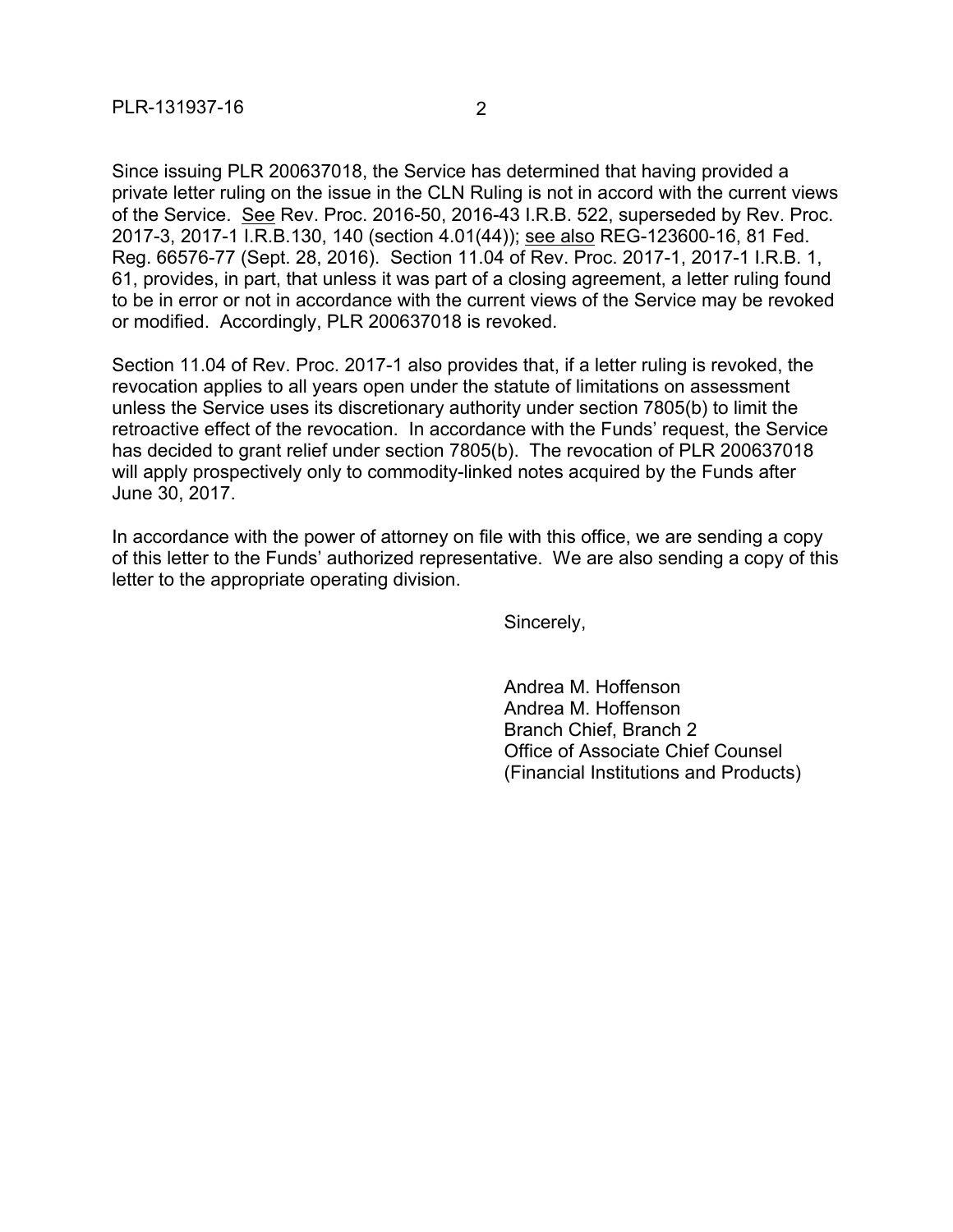Since issuing PLR 200637018, the Service has determined that having provided a private letter ruling on the issue in the CLN Ruling is not in accord with the current views of the Service. See Rev. Proc. 2016-50, 2016-43 I.R.B. 522, superseded by Rev. Proc. 2017-3, 2017-1 I.R.B.130, 140 (section 4.01(44)); see also REG-123600-16, 81 Fed. Reg. 66576-77 (Sept. 28, 2016). Section 11.04 of Rev. Proc. 2017-1, 2017-1 I.R.B. 1, 61, provides, in part, that unless it was part of a closing agreement, a letter ruling found to be in error or not in accordance with the current views of the Service may be revoked or modified. Accordingly, PLR 200637018 is revoked.

Section 11.04 of Rev. Proc. 2017-1 also provides that, if a letter ruling is revoked, the revocation applies to all years open under the statute of limitations on assessment unless the Service uses its discretionary authority under section 7805(b) to limit the retroactive effect of the revocation. In accordance with the Funds' request, the Service has decided to grant relief under section 7805(b). The revocation of PLR 200637018 will apply prospectively only to commodity-linked notes acquired by the Funds after June 30, 2017.

In accordance with the power of attorney on file with this office, we are sending a copy of this letter to the Funds' authorized representative. We are also sending a copy of this letter to the appropriate operating division.

Sincerely,

Andrea M. Hoffenson
Andrea M. Hoffenson
Branch Chief, Branch 2
Office of Associate Chief Counsel
(Financial Institutions and Products)